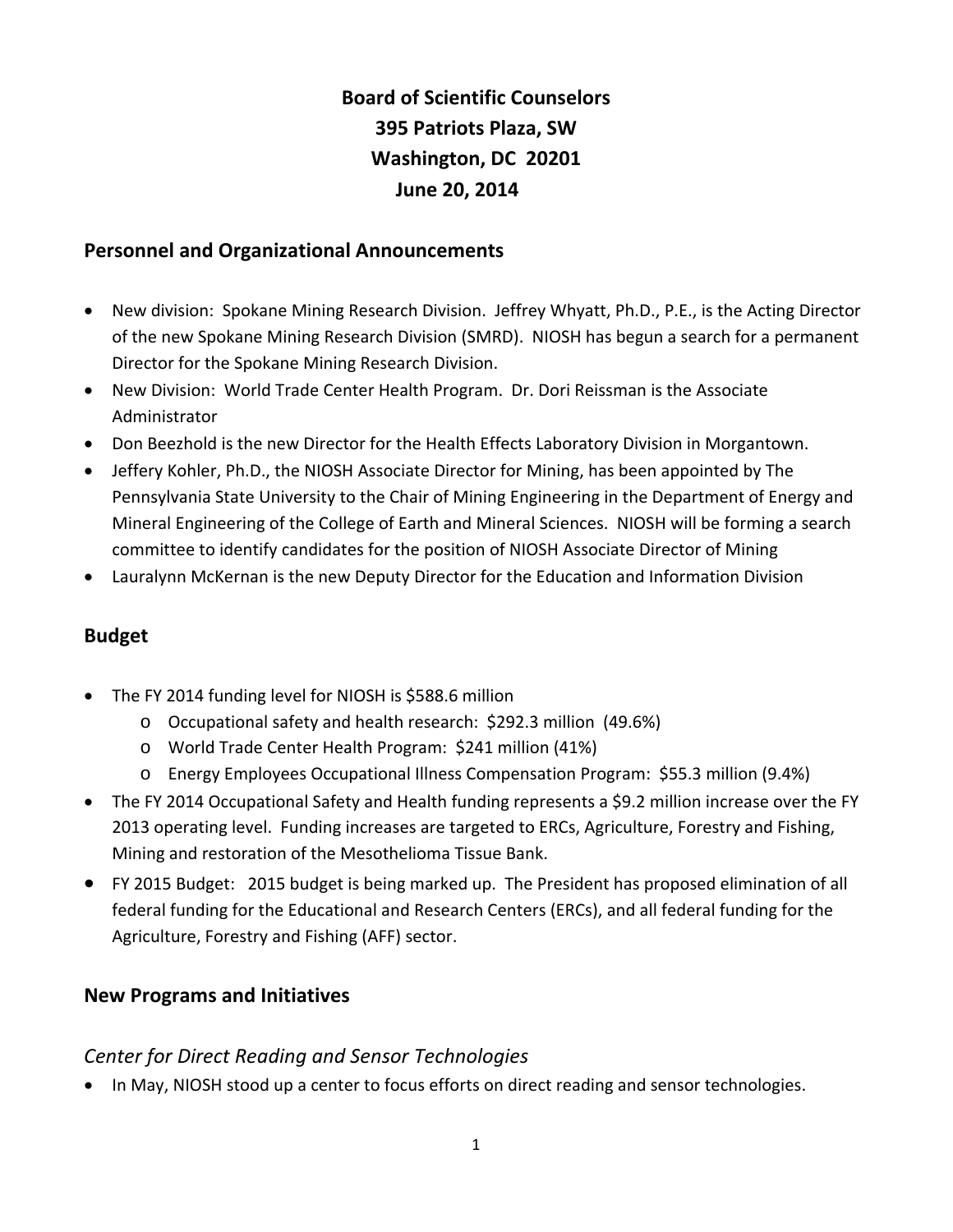# Board of Scientific Counselors
# 395 Patriots Plaza, SW
# Washington, DC 20201
# June 20, 2014

## Personnel and Organizational Announcements

- New division: Spokane Mining Research Division. Jeffrey Whyatt, Ph.D., P.E., is the Acting Director of the new Spokane Mining Research Division (SMRD). NIOSH has begun a search for a permanent Director for the Spokane Mining Research Division.
- New Division: World Trade Center Health Program. Dr. Dori Reissman is the Associate Administrator
- Don Beezhold is the new Director for the Health Effects Laboratory Division in Morgantown.
- Jeffery Kohler, Ph.D., the NIOSH Associate Director for Mining, has been appointed by The Pennsylvania State University to the Chair of Mining Engineering in the Department of Energy and Mineral Engineering of the College of Earth and Mineral Sciences. NIOSH will be forming a search committee to identify candidates for the position of NIOSH Associate Director of Mining
- Lauralynn McKernan is the new Deputy Director for the Education and Information Division

## Budget

- The FY 2014 funding level for NIOSH is $588.6 million
  - Occupational safety and health research: $292.3 million (49.6%)
  - World Trade Center Health Program: $241 million (41%)
  - Energy Employees Occupational Illness Compensation Program: $55.3 million (9.4%)
- The FY 2014 Occupational Safety and Health funding represents a $9.2 million increase over the FY 2013 operating level. Funding increases are targeted to ERCs, Agriculture, Forestry and Fishing, Mining and restoration of the Mesothelioma Tissue Bank.
- FY 2015 Budget: 2015 budget is being marked up. The President has proposed elimination of all federal funding for the Educational and Research Centers (ERCs), and all federal funding for the Agriculture, Forestry and Fishing (AFF) sector.

## New Programs and Initiatives

### *Center for Direct Reading and Sensor Technologies*

- In May, NIOSH stood up a center to focus efforts on direct reading and sensor technologies.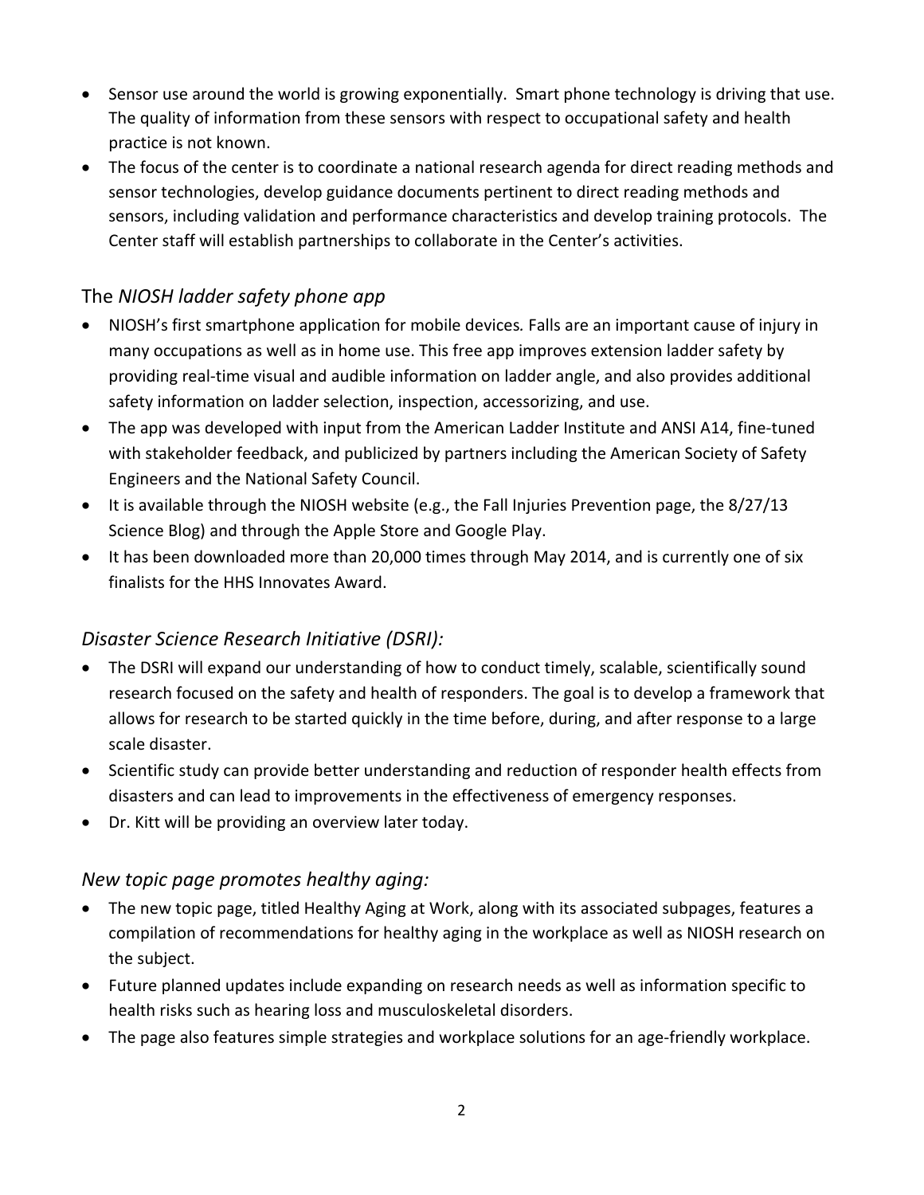- Sensor use around the world is growing exponentially. Smart phone technology is driving that use. The quality of information from these sensors with respect to occupational safety and health practice is not known.
- The focus of the center is to coordinate a national research agenda for direct reading methods and sensor technologies, develop guidance documents pertinent to direct reading methods and sensors, including validation and performance characteristics and develop training protocols. The Center staff will establish partnerships to collaborate in the Center's activities.

## The *NIOSH ladder safety phone app*

- NIOSH's first smartphone application for mobile devices*.* Falls are an important cause of injury in many occupations as well as in home use. This free app improves extension ladder safety by providing real-time visual and audible information on ladder angle, and also provides additional safety information on ladder selection, inspection, accessorizing, and use.
- The app was developed with input from the American Ladder Institute and ANSI A14, fine-tuned with stakeholder feedback, and publicized by partners including the American Society of Safety Engineers and the National Safety Council.
- It is available through the NIOSH website (e.g., the Fall Injuries Prevention page, the 8/27/13 Science Blog) and through the Apple Store and Google Play.
- It has been downloaded more than 20,000 times through May 2014, and is currently one of six finalists for the HHS Innovates Award.

## *Disaster Science Research Initiative (DSRI):*

- The DSRI will expand our understanding of how to conduct timely, scalable, scientifically sound research focused on the safety and health of responders. The goal is to develop a framework that allows for research to be started quickly in the time before, during, and after response to a large scale disaster.
- Scientific study can provide better understanding and reduction of responder health effects from disasters and can lead to improvements in the effectiveness of emergency responses.
- Dr. Kitt will be providing an overview later today.

## *New topic page promotes healthy aging:*

- The new topic page, titled Healthy Aging at Work, along with its associated subpages, features a compilation of recommendations for healthy aging in the workplace as well as NIOSH research on the subject.
- Future planned updates include expanding on research needs as well as information specific to health risks such as hearing loss and musculoskeletal disorders.
- The page also features simple strategies and workplace solutions for an age-friendly workplace.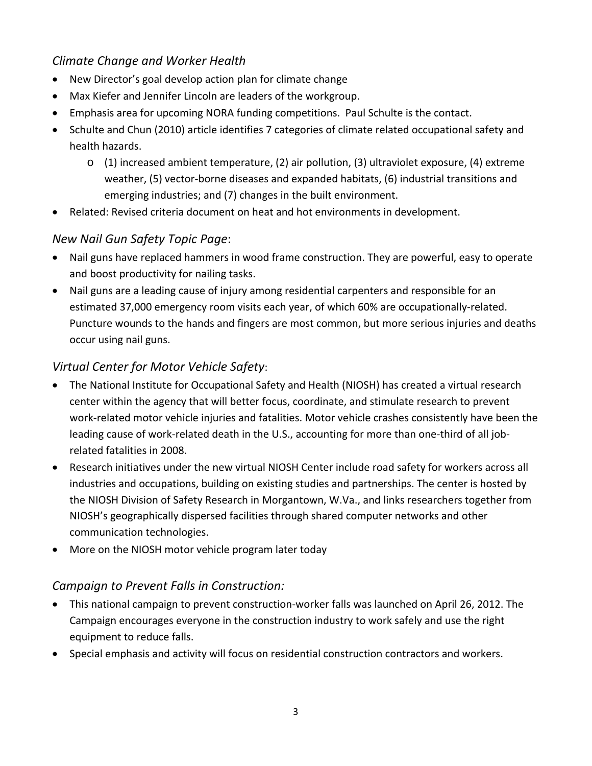### *Climate Change and Worker Health*

- New Director's goal develop action plan for climate change
- Max Kiefer and Jennifer Lincoln are leaders of the workgroup.
- Emphasis area for upcoming NORA funding competitions. Paul Schulte is the contact.
- Schulte and Chun (2010) article identifies 7 categories of climate related occupational safety and health hazards.
    - (1) increased ambient temperature, (2) air pollution, (3) ultraviolet exposure, (4) extreme weather, (5) vector-borne diseases and expanded habitats, (6) industrial transitions and emerging industries; and (7) changes in the built environment.
- Related: Revised criteria document on heat and hot environments in development.

### *New Nail Gun Safety Topic Page*:

- Nail guns have replaced hammers in wood frame construction. They are powerful, easy to operate and boost productivity for nailing tasks.
- Nail guns are a leading cause of injury among residential carpenters and responsible for an estimated 37,000 emergency room visits each year, of which 60% are occupationally-related. Puncture wounds to the hands and fingers are most common, but more serious injuries and deaths occur using nail guns.

### *Virtual Center for Motor Vehicle Safety*:

- The National Institute for Occupational Safety and Health (NIOSH) has created a virtual research center within the agency that will better focus, coordinate, and stimulate research to prevent work-related motor vehicle injuries and fatalities. Motor vehicle crashes consistently have been the leading cause of work-related death in the U.S., accounting for more than one-third of all job-related fatalities in 2008.
- Research initiatives under the new virtual NIOSH Center include road safety for workers across all industries and occupations, building on existing studies and partnerships. The center is hosted by the NIOSH Division of Safety Research in Morgantown, W.Va., and links researchers together from NIOSH's geographically dispersed facilities through shared computer networks and other communication technologies.
- More on the NIOSH motor vehicle program later today

### *Campaign to Prevent Falls in Construction:*

- This national campaign to prevent construction-worker falls was launched on April 26, 2012. The Campaign encourages everyone in the construction industry to work safely and use the right equipment to reduce falls.
- Special emphasis and activity will focus on residential construction contractors and workers.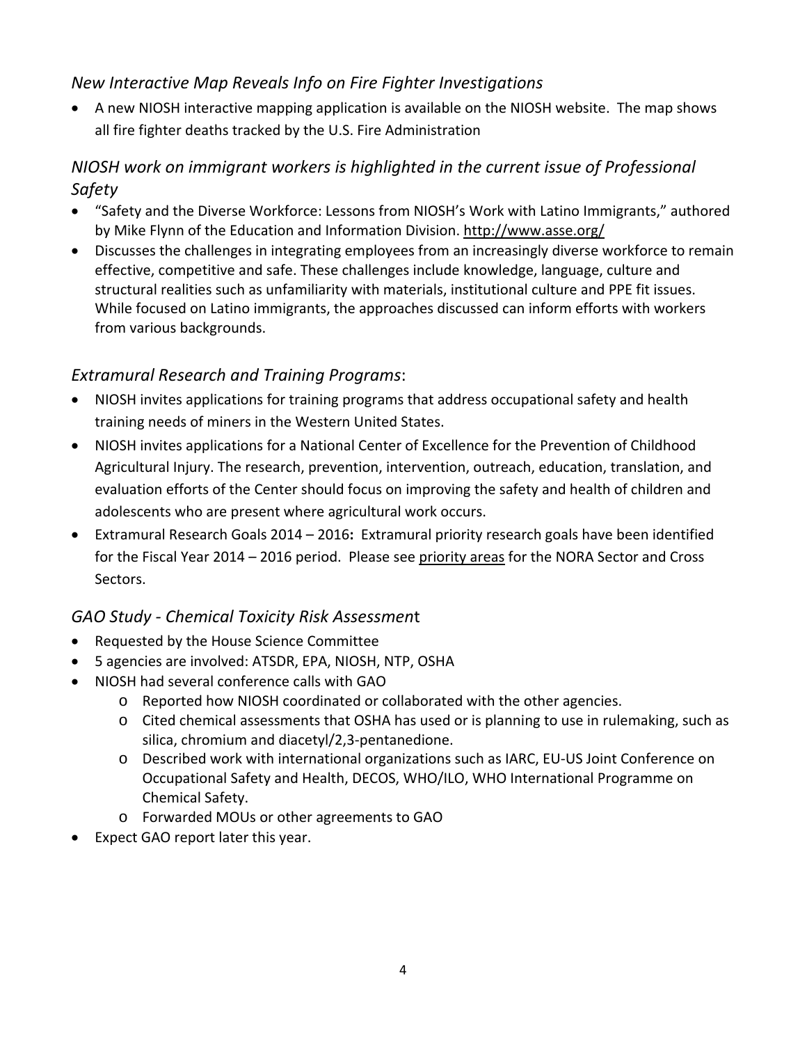### *New Interactive Map Reveals Info on Fire Fighter Investigations*

- A new NIOSH interactive mapping application is available on the NIOSH website. The map shows all fire fighter deaths tracked by the U.S. Fire Administration

### *NIOSH work on immigrant workers is highlighted in the current issue of Professional Safety*

- "Safety and the Diverse Workforce: Lessons from NIOSH's Work with Latino Immigrants," authored by Mike Flynn of the Education and Information Division. http://www.asse.org/
- Discusses the challenges in integrating employees from an increasingly diverse workforce to remain effective, competitive and safe. These challenges include knowledge, language, culture and structural realities such as unfamiliarity with materials, institutional culture and PPE fit issues. While focused on Latino immigrants, the approaches discussed can inform efforts with workers from various backgrounds.

### *Extramural Research and Training Programs*:

- NIOSH invites applications for training programs that address occupational safety and health training needs of miners in the Western United States.
- NIOSH invites applications for a National Center of Excellence for the Prevention of Childhood Agricultural Injury. The research, prevention, intervention, outreach, education, translation, and evaluation efforts of the Center should focus on improving the safety and health of children and adolescents who are present where agricultural work occurs.
- Extramural Research Goals 2014 – 2016**:** Extramural priority research goals have been identified for the Fiscal Year 2014 – 2016 period. Please see priority areas for the NORA Sector and Cross Sectors.

### *GAO Study - Chemical Toxicity Risk Assessmen*t

- Requested by the House Science Committee
- 5 agencies are involved: ATSDR, EPA, NIOSH, NTP, OSHA
- NIOSH had several conference calls with GAO
  - Reported how NIOSH coordinated or collaborated with the other agencies.
  - Cited chemical assessments that OSHA has used or is planning to use in rulemaking, such as silica, chromium and diacetyl/2,3-pentanedione.
  - Described work with international organizations such as IARC, EU-US Joint Conference on Occupational Safety and Health, DECOS, WHO/ILO, WHO International Programme on Chemical Safety.
  - Forwarded MOUs or other agreements to GAO
- Expect GAO report later this year.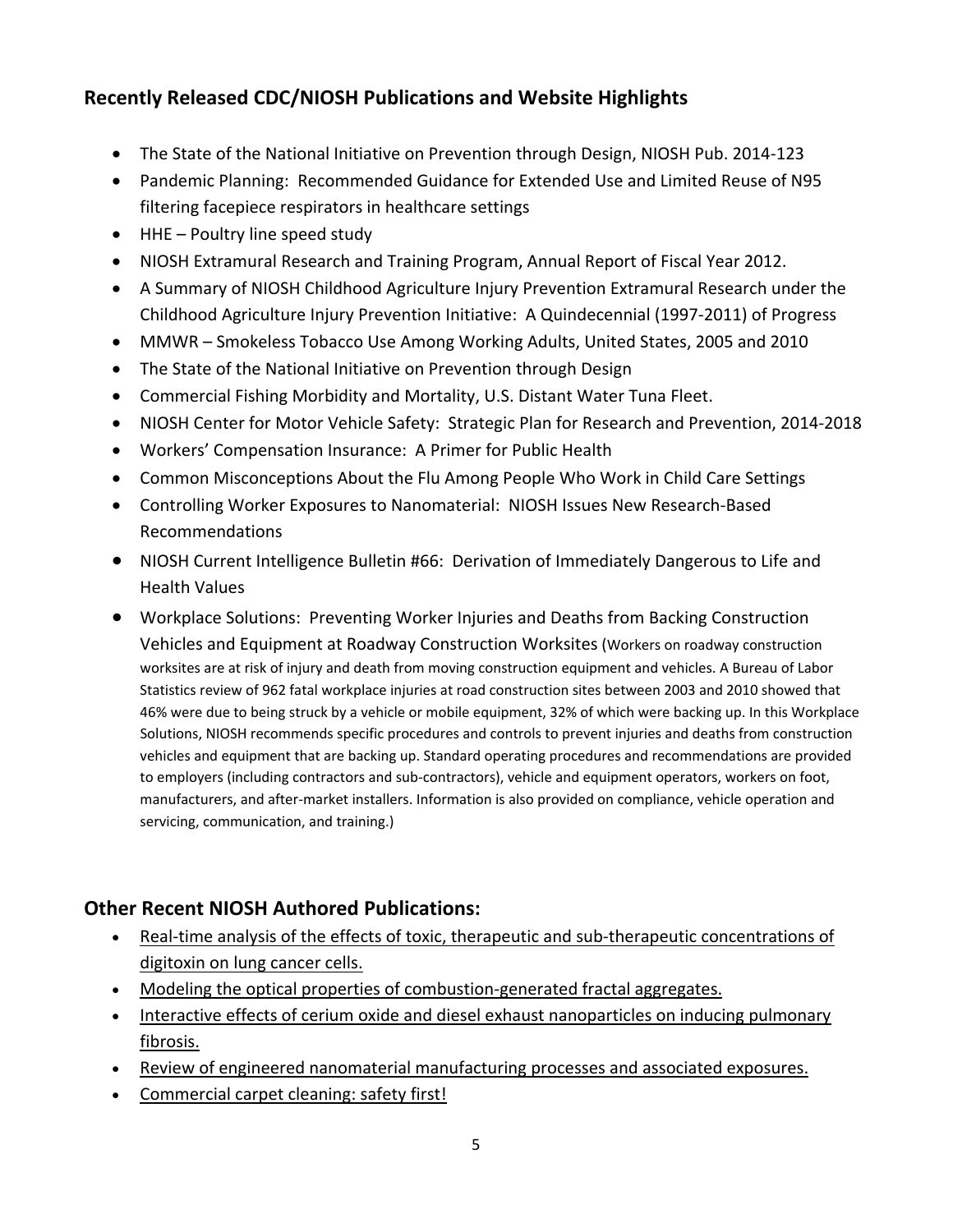## Recently Released CDC/NIOSH Publications and Website Highlights

- The State of the National Initiative on Prevention through Design, NIOSH Pub. 2014-123
- Pandemic Planning: Recommended Guidance for Extended Use and Limited Reuse of N95 filtering facepiece respirators in healthcare settings
- HHE – Poultry line speed study
- NIOSH Extramural Research and Training Program, Annual Report of Fiscal Year 2012.
- A Summary of NIOSH Childhood Agriculture Injury Prevention Extramural Research under the Childhood Agriculture Injury Prevention Initiative: A Quindecennial (1997-2011) of Progress
- MMWR – Smokeless Tobacco Use Among Working Adults, United States, 2005 and 2010
- The State of the National Initiative on Prevention through Design
- Commercial Fishing Morbidity and Mortality, U.S. Distant Water Tuna Fleet.
- NIOSH Center for Motor Vehicle Safety: Strategic Plan for Research and Prevention, 2014-2018
- Workers' Compensation Insurance: A Primer for Public Health
- Common Misconceptions About the Flu Among People Who Work in Child Care Settings
- Controlling Worker Exposures to Nanomaterial: NIOSH Issues New Research-Based Recommendations
- NIOSH Current Intelligence Bulletin #66: Derivation of Immediately Dangerous to Life and Health Values
- Workplace Solutions: Preventing Worker Injuries and Deaths from Backing Construction Vehicles and Equipment at Roadway Construction Worksites (Workers on roadway construction worksites are at risk of injury and death from moving construction equipment and vehicles. A Bureau of Labor Statistics review of 962 fatal workplace injuries at road construction sites between 2003 and 2010 showed that 46% were due to being struck by a vehicle or mobile equipment, 32% of which were backing up. In this Workplace Solutions, NIOSH recommends specific procedures and controls to prevent injuries and deaths from construction vehicles and equipment that are backing up. Standard operating procedures and recommendations are provided to employers (including contractors and sub-contractors), vehicle and equipment operators, workers on foot, manufacturers, and after-market installers. Information is also provided on compliance, vehicle operation and servicing, communication, and training.)

## Other Recent NIOSH Authored Publications:

- Real-time analysis of the effects of toxic, therapeutic and sub-therapeutic concentrations of digitoxin on lung cancer cells.
- Modeling the optical properties of combustion-generated fractal aggregates.
- Interactive effects of cerium oxide and diesel exhaust nanoparticles on inducing pulmonary fibrosis.
- Review of engineered nanomaterial manufacturing processes and associated exposures.
- Commercial carpet cleaning: safety first!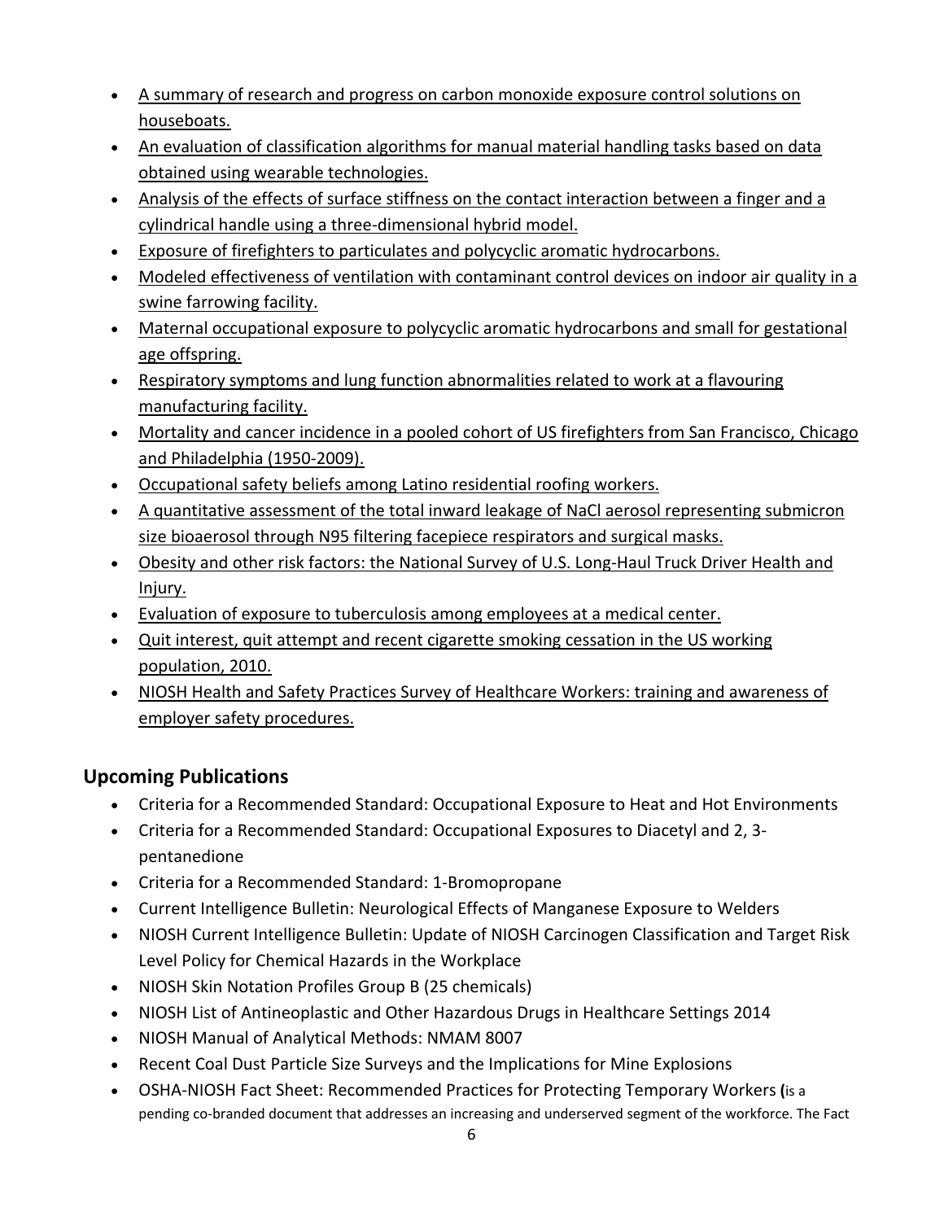- A summary of research and progress on carbon monoxide exposure control solutions on houseboats.
- An evaluation of classification algorithms for manual material handling tasks based on data obtained using wearable technologies.
- Analysis of the effects of surface stiffness on the contact interaction between a finger and a cylindrical handle using a three-dimensional hybrid model.
- Exposure of firefighters to particulates and polycyclic aromatic hydrocarbons.
- Modeled effectiveness of ventilation with contaminant control devices on indoor air quality in a swine farrowing facility.
- Maternal occupational exposure to polycyclic aromatic hydrocarbons and small for gestational age offspring.
- Respiratory symptoms and lung function abnormalities related to work at a flavouring manufacturing facility.
- Mortality and cancer incidence in a pooled cohort of US firefighters from San Francisco, Chicago and Philadelphia (1950-2009).
- Occupational safety beliefs among Latino residential roofing workers.
- A quantitative assessment of the total inward leakage of NaCl aerosol representing submicron size bioaerosol through N95 filtering facepiece respirators and surgical masks.
- Obesity and other risk factors: the National Survey of U.S. Long-Haul Truck Driver Health and Injury.
- Evaluation of exposure to tuberculosis among employees at a medical center.
- Quit interest, quit attempt and recent cigarette smoking cessation in the US working population, 2010.
- NIOSH Health and Safety Practices Survey of Healthcare Workers: training and awareness of employer safety procedures.

## Upcoming Publications

- Criteria for a Recommended Standard: Occupational Exposure to Heat and Hot Environments
- Criteria for a Recommended Standard: Occupational Exposures to Diacetyl and 2, 3-pentanedione
- Criteria for a Recommended Standard: 1-Bromopropane
- Current Intelligence Bulletin: Neurological Effects of Manganese Exposure to Welders
- NIOSH Current Intelligence Bulletin: Update of NIOSH Carcinogen Classification and Target Risk Level Policy for Chemical Hazards in the Workplace
- NIOSH Skin Notation Profiles Group B (25 chemicals)
- NIOSH List of Antineoplastic and Other Hazardous Drugs in Healthcare Settings 2014
- NIOSH Manual of Analytical Methods: NMAM 8007
- Recent Coal Dust Particle Size Surveys and the Implications for Mine Explosions
- OSHA-NIOSH Fact Sheet: Recommended Practices for Protecting Temporary Workers **(**is a pending co-branded document that addresses an increasing and underserved segment of the workforce. The Fact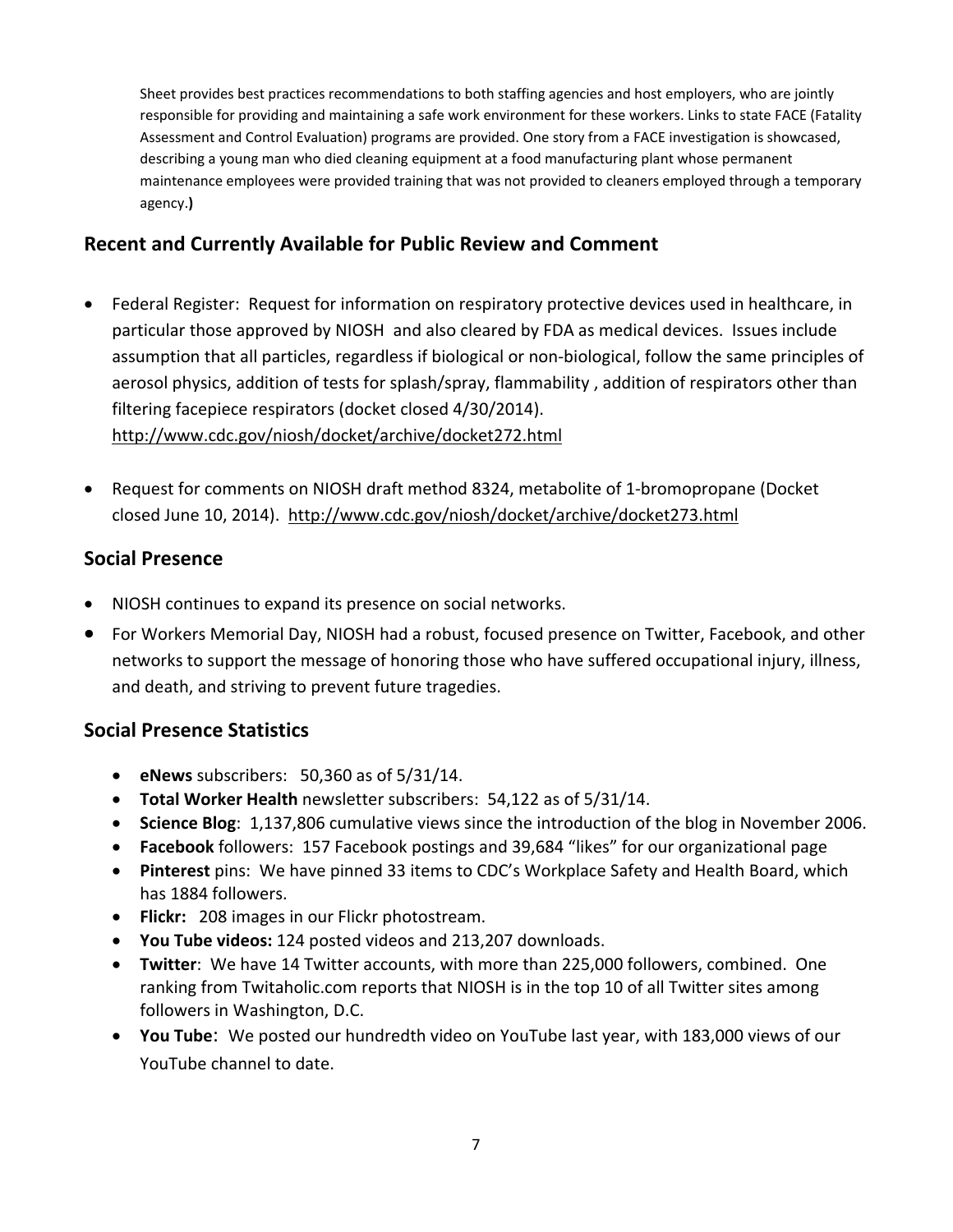Sheet provides best practices recommendations to both staffing agencies and host employers, who are jointly responsible for providing and maintaining a safe work environment for these workers. Links to state FACE (Fatality Assessment and Control Evaluation) programs are provided. One story from a FACE investigation is showcased, describing a young man who died cleaning equipment at a food manufacturing plant whose permanent maintenance employees were provided training that was not provided to cleaners employed through a temporary agency.**)**

## Recent and Currently Available for Public Review and Comment

- Federal Register: Request for information on respiratory protective devices used in healthcare, in particular those approved by NIOSH and also cleared by FDA as medical devices. Issues include assumption that all particles, regardless if biological or non-biological, follow the same principles of aerosol physics, addition of tests for splash/spray, flammability , addition of respirators other than filtering facepiece respirators (docket closed 4/30/2014). http://www.cdc.gov/niosh/docket/archive/docket272.html

- Request for comments on NIOSH draft method 8324, metabolite of 1-bromopropane (Docket closed June 10, 2014). http://www.cdc.gov/niosh/docket/archive/docket273.html

## Social Presence

- NIOSH continues to expand its presence on social networks.
- For Workers Memorial Day, NIOSH had a robust, focused presence on Twitter, Facebook, and other networks to support the message of honoring those who have suffered occupational injury, illness, and death, and striving to prevent future tragedies.

## Social Presence Statistics

- **eNews** subscribers: 50,360 as of 5/31/14.
- **Total Worker Health** newsletter subscribers: 54,122 as of 5/31/14.
- **Science Blog**: 1,137,806 cumulative views since the introduction of the blog in November 2006.
- **Facebook** followers: 157 Facebook postings and 39,684 "likes" for our organizational page
- **Pinterest** pins: We have pinned 33 items to CDC's Workplace Safety and Health Board, which has 1884 followers.
- **Flickr:** 208 images in our Flickr photostream.
- **You Tube videos:** 124 posted videos and 213,207 downloads.
- **Twitter**: We have 14 Twitter accounts, with more than 225,000 followers, combined. One ranking from Twitaholic.com reports that NIOSH is in the top 10 of all Twitter sites among followers in Washington, D.C.
- **You Tube**: We posted our hundredth video on YouTube last year, with 183,000 views of our YouTube channel to date.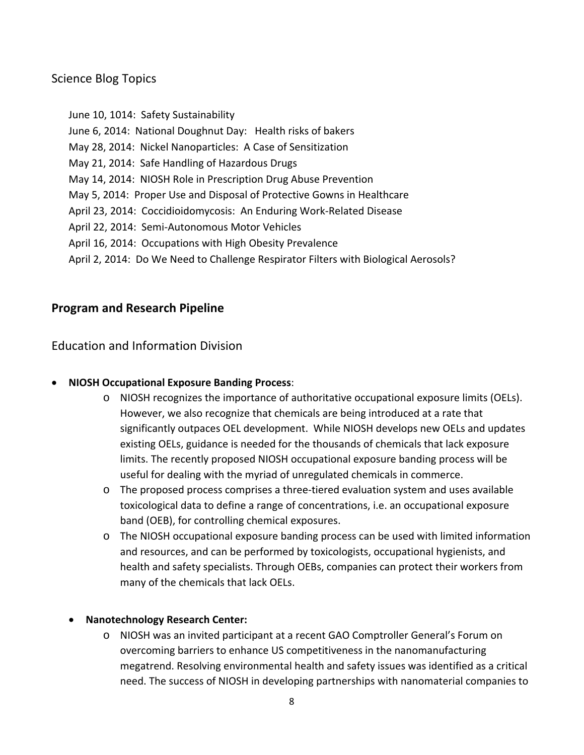## Science Blog Topics

June 10, 1014: Safety Sustainability
June 6, 2014: National Doughnut Day: Health risks of bakers
May 28, 2014: Nickel Nanoparticles: A Case of Sensitization
May 21, 2014: Safe Handling of Hazardous Drugs
May 14, 2014: NIOSH Role in Prescription Drug Abuse Prevention
May 5, 2014: Proper Use and Disposal of Protective Gowns in Healthcare
April 23, 2014: Coccidioidomycosis: An Enduring Work-Related Disease
April 22, 2014: Semi-Autonomous Motor Vehicles
April 16, 2014: Occupations with High Obesity Prevalence
April 2, 2014: Do We Need to Challenge Respirator Filters with Biological Aerosols?

# Program and Research Pipeline

## Education and Information Division

- **NIOSH Occupational Exposure Banding Process**:
  - NIOSH recognizes the importance of authoritative occupational exposure limits (OELs). However, we also recognize that chemicals are being introduced at a rate that significantly outpaces OEL development. While NIOSH develops new OELs and updates existing OELs, guidance is needed for the thousands of chemicals that lack exposure limits. The recently proposed NIOSH occupational exposure banding process will be useful for dealing with the myriad of unregulated chemicals in commerce.
  - The proposed process comprises a three-tiered evaluation system and uses available toxicological data to define a range of concentrations, i.e. an occupational exposure band (OEB), for controlling chemical exposures.
  - The NIOSH occupational exposure banding process can be used with limited information and resources, and can be performed by toxicologists, occupational hygienists, and health and safety specialists. Through OEBs, companies can protect their workers from many of the chemicals that lack OELs.

- **Nanotechnology Research Center:**
  - NIOSH was an invited participant at a recent GAO Comptroller General's Forum on overcoming barriers to enhance US competitiveness in the nanomanufacturing megatrend. Resolving environmental health and safety issues was identified as a critical need. The success of NIOSH in developing partnerships with nanomaterial companies to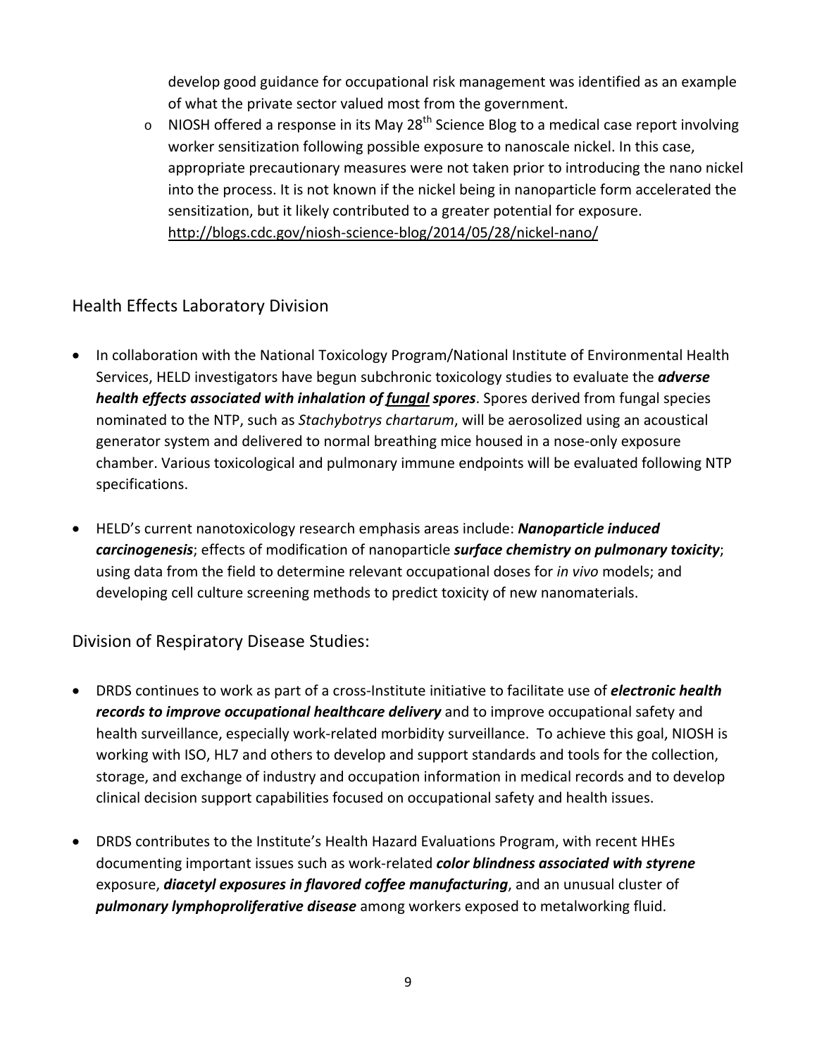develop good guidance for occupational risk management was identified as an example of what the private sector valued most from the government.

- NIOSH offered a response in its May 28th Science Blog to a medical case report involving worker sensitization following possible exposure to nanoscale nickel. In this case, appropriate precautionary measures were not taken prior to introducing the nano nickel into the process. It is not known if the nickel being in nanoparticle form accelerated the sensitization, but it likely contributed to a greater potential for exposure. http://blogs.cdc.gov/niosh-science-blog/2014/05/28/nickel-nano/

## Health Effects Laboratory Division

- In collaboration with the National Toxicology Program/National Institute of Environmental Health Services, HELD investigators have begun subchronic toxicology studies to evaluate the ***adverse health effects associated with inhalation of fungal spores***. Spores derived from fungal species nominated to the NTP, such as *Stachybotrys chartarum*, will be aerosolized using an acoustical generator system and delivered to normal breathing mice housed in a nose-only exposure chamber. Various toxicological and pulmonary immune endpoints will be evaluated following NTP specifications.

- HELD's current nanotoxicology research emphasis areas include: ***Nanoparticle induced carcinogenesis***; effects of modification of nanoparticle ***surface chemistry on pulmonary toxicity***; using data from the field to determine relevant occupational doses for *in vivo* models; and developing cell culture screening methods to predict toxicity of new nanomaterials.

## Division of Respiratory Disease Studies:

- DRDS continues to work as part of a cross-Institute initiative to facilitate use of ***electronic health records to improve occupational healthcare delivery*** and to improve occupational safety and health surveillance, especially work-related morbidity surveillance. To achieve this goal, NIOSH is working with ISO, HL7 and others to develop and support standards and tools for the collection, storage, and exchange of industry and occupation information in medical records and to develop clinical decision support capabilities focused on occupational safety and health issues.

- DRDS contributes to the Institute's Health Hazard Evaluations Program, with recent HHEs documenting important issues such as work-related ***color blindness associated with styrene*** exposure, ***diacetyl exposures in flavored coffee manufacturing***, and an unusual cluster of ***pulmonary lymphoproliferative disease*** among workers exposed to metalworking fluid.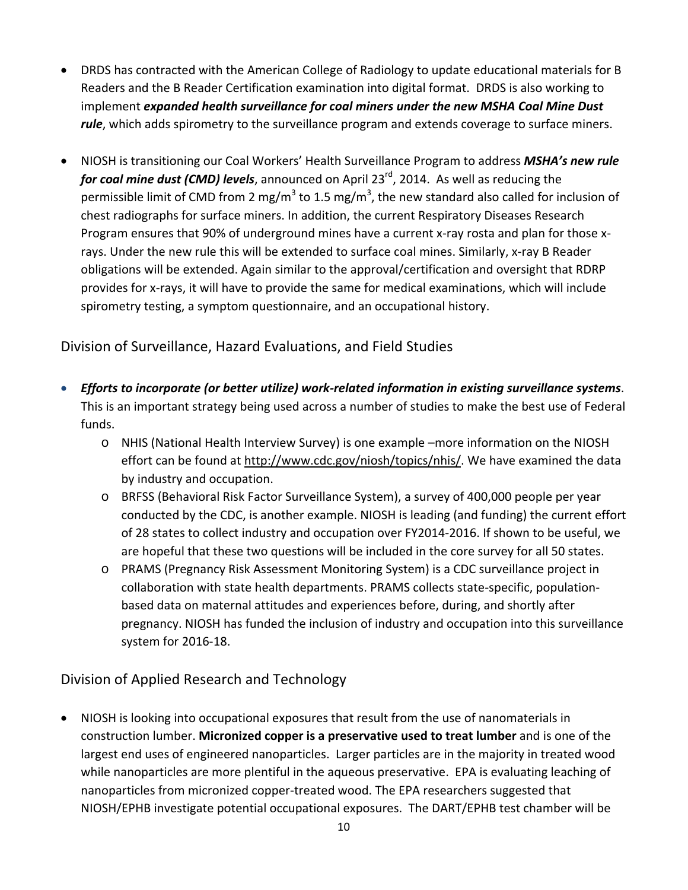- DRDS has contracted with the American College of Radiology to update educational materials for B Readers and the B Reader Certification examination into digital format. DRDS is also working to implement ***expanded health surveillance for coal miners under the new MSHA Coal Mine Dust rule***, which adds spirometry to the surveillance program and extends coverage to surface miners.

- NIOSH is transitioning our Coal Workers' Health Surveillance Program to address ***MSHA's new rule for coal mine dust (CMD) levels***, announced on April 23rd, 2014. As well as reducing the permissible limit of CMD from 2 $mg/m^3$ to 1.5 $mg/m^3$, the new standard also called for inclusion of chest radiographs for surface miners. In addition, the current Respiratory Diseases Research Program ensures that 90% of underground mines have a current x-ray rosta and plan for those x-rays. Under the new rule this will be extended to surface coal mines. Similarly, x-ray B Reader obligations will be extended. Again similar to the approval/certification and oversight that RDRP provides for x-rays, it will have to provide the same for medical examinations, which will include spirometry testing, a symptom questionnaire, and an occupational history.

## Division of Surveillance, Hazard Evaluations, and Field Studies

- ***Efforts to incorporate (or better utilize) work-related information in existing surveillance systems***. This is an important strategy being used across a number of studies to make the best use of Federal funds.
  - NHIS (National Health Interview Survey) is one example –more information on the NIOSH effort can be found at http://www.cdc.gov/niosh/topics/nhis/. We have examined the data by industry and occupation.
  - BRFSS (Behavioral Risk Factor Surveillance System), a survey of 400,000 people per year conducted by the CDC, is another example. NIOSH is leading (and funding) the current effort of 28 states to collect industry and occupation over FY2014-2016. If shown to be useful, we are hopeful that these two questions will be included in the core survey for all 50 states.
  - PRAMS (Pregnancy Risk Assessment Monitoring System) is a CDC surveillance project in collaboration with state health departments. PRAMS collects state-specific, population-based data on maternal attitudes and experiences before, during, and shortly after pregnancy. NIOSH has funded the inclusion of industry and occupation into this surveillance system for 2016-18.

## Division of Applied Research and Technology

- NIOSH is looking into occupational exposures that result from the use of nanomaterials in construction lumber. **Micronized copper is a preservative used to treat lumber** and is one of the largest end uses of engineered nanoparticles. Larger particles are in the majority in treated wood while nanoparticles are more plentiful in the aqueous preservative. EPA is evaluating leaching of nanoparticles from micronized copper-treated wood. The EPA researchers suggested that NIOSH/EPHB investigate potential occupational exposures. The DART/EPHB test chamber will be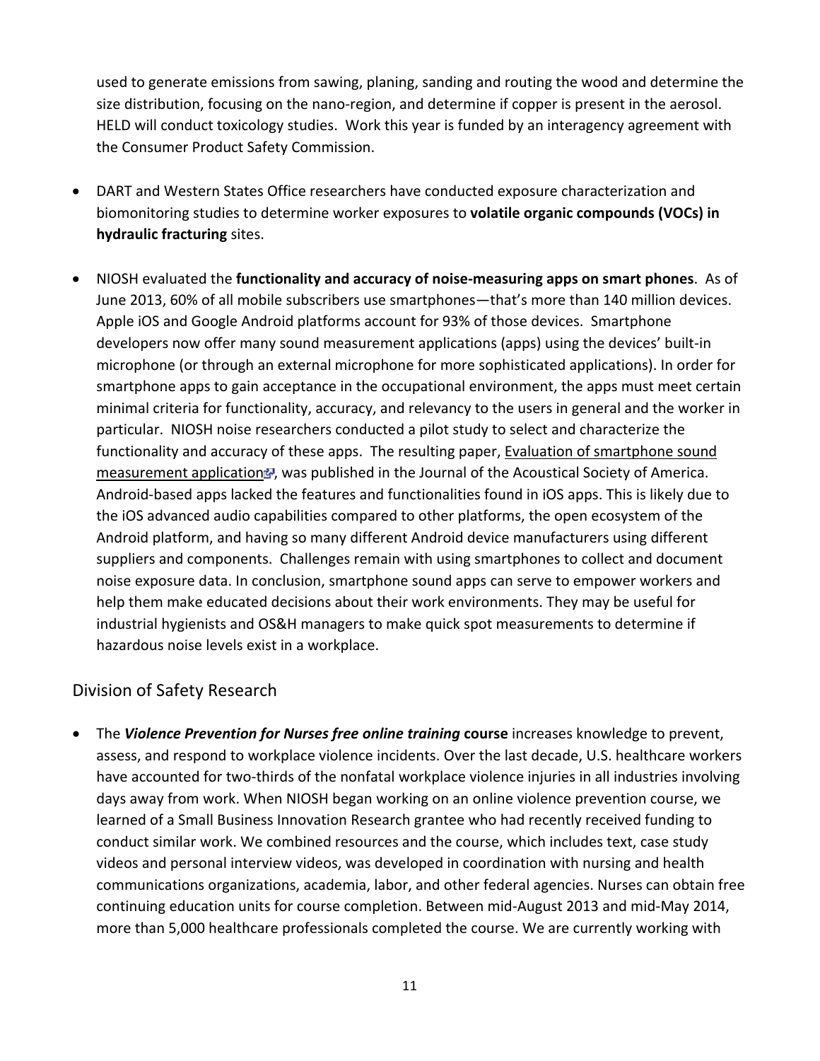used to generate emissions from sawing, planing, sanding and routing the wood and determine the size distribution, focusing on the nano-region, and determine if copper is present in the aerosol. HELD will conduct toxicology studies. Work this year is funded by an interagency agreement with the Consumer Product Safety Commission.

- DART and Western States Office researchers have conducted exposure characterization and biomonitoring studies to determine worker exposures to **volatile organic compounds (VOCs) in hydraulic fracturing** sites.

- NIOSH evaluated the **functionality and accuracy of noise-measuring apps on smart phones**. As of June 2013, 60% of all mobile subscribers use smartphones—that's more than 140 million devices. Apple iOS and Google Android platforms account for 93% of those devices. Smartphone developers now offer many sound measurement applications (apps) using the devices' built-in microphone (or through an external microphone for more sophisticated applications). In order for smartphone apps to gain acceptance in the occupational environment, the apps must meet certain minimal criteria for functionality, accuracy, and relevancy to the users in general and the worker in particular. NIOSH noise researchers conducted a pilot study to select and characterize the functionality and accuracy of these apps. The resulting paper, Evaluation of smartphone sound measurement application, was published in the Journal of the Acoustical Society of America. Android-based apps lacked the features and functionalities found in iOS apps. This is likely due to the iOS advanced audio capabilities compared to other platforms, the open ecosystem of the Android platform, and having so many different Android device manufacturers using different suppliers and components. Challenges remain with using smartphones to collect and document noise exposure data. In conclusion, smartphone sound apps can serve to empower workers and help them make educated decisions about their work environments. They may be useful for industrial hygienists and OS&H managers to make quick spot measurements to determine if hazardous noise levels exist in a workplace.

## Division of Safety Research

- The ***Violence Prevention for Nurses free online training*** **course** increases knowledge to prevent, assess, and respond to workplace violence incidents. Over the last decade, U.S. healthcare workers have accounted for two-thirds of the nonfatal workplace violence injuries in all industries involving days away from work. When NIOSH began working on an online violence prevention course, we learned of a Small Business Innovation Research grantee who had recently received funding to conduct similar work. We combined resources and the course, which includes text, case study videos and personal interview videos, was developed in coordination with nursing and health communications organizations, academia, labor, and other federal agencies. Nurses can obtain free continuing education units for course completion. Between mid-August 2013 and mid-May 2014, more than 5,000 healthcare professionals completed the course. We are currently working with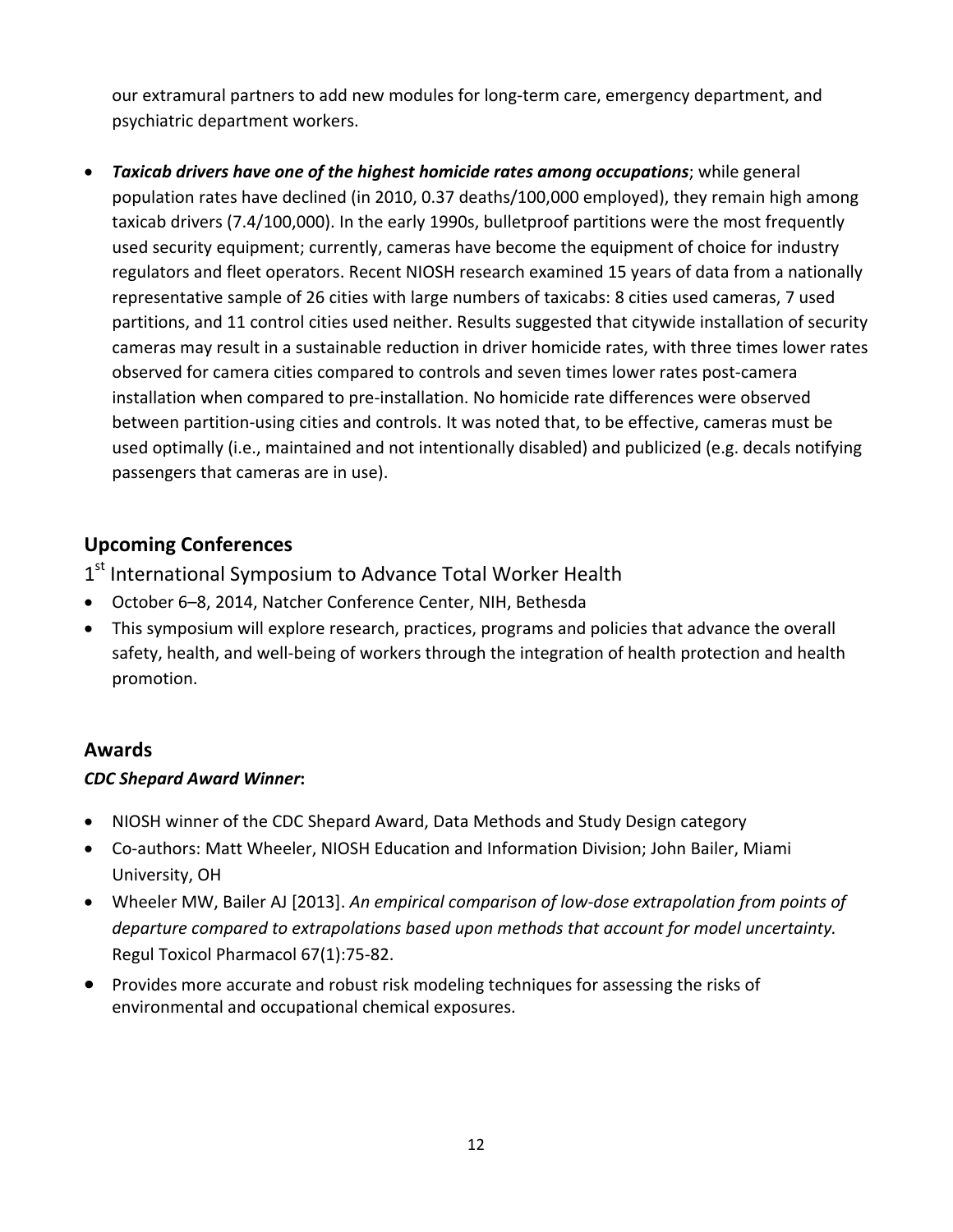our extramural partners to add new modules for long-term care, emergency department, and psychiatric department workers.

- ***Taxicab drivers have one of the highest homicide rates among occupations***; while general population rates have declined (in 2010, 0.37 deaths/100,000 employed), they remain high among taxicab drivers (7.4/100,000). In the early 1990s, bulletproof partitions were the most frequently used security equipment; currently, cameras have become the equipment of choice for industry regulators and fleet operators. Recent NIOSH research examined 15 years of data from a nationally representative sample of 26 cities with large numbers of taxicabs: 8 cities used cameras, 7 used partitions, and 11 control cities used neither. Results suggested that citywide installation of security cameras may result in a sustainable reduction in driver homicide rates, with three times lower rates observed for camera cities compared to controls and seven times lower rates post-camera installation when compared to pre-installation. No homicide rate differences were observed between partition-using cities and controls. It was noted that, to be effective, cameras must be used optimally (i.e., maintained and not intentionally disabled) and publicized (e.g. decals notifying passengers that cameras are in use).

## Upcoming Conferences

### 1st International Symposium to Advance Total Worker Health

- October 6–8, 2014, Natcher Conference Center, NIH, Bethesda
- This symposium will explore research, practices, programs and policies that advance the overall safety, health, and well-being of workers through the integration of health protection and health promotion.

## Awards

***CDC Shepard Award Winner*:**

- NIOSH winner of the CDC Shepard Award, Data Methods and Study Design category
- Co-authors: Matt Wheeler, NIOSH Education and Information Division; John Bailer, Miami University, OH
- Wheeler MW, Bailer AJ [2013]. *An empirical comparison of low-dose extrapolation from points of departure compared to extrapolations based upon methods that account for model uncertainty.* Regul Toxicol Pharmacol 67(1):75-82.
- Provides more accurate and robust risk modeling techniques for assessing the risks of environmental and occupational chemical exposures.